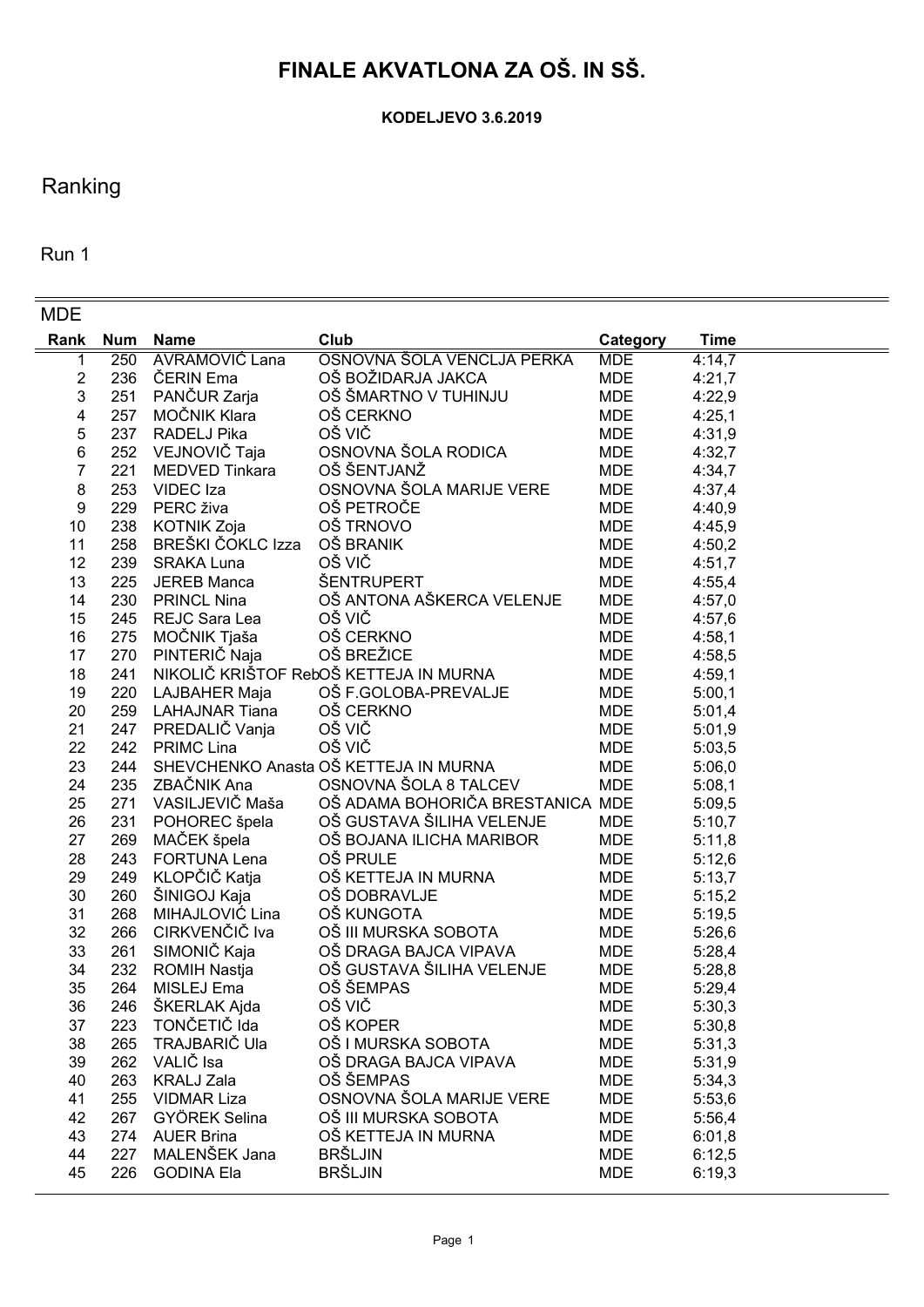# FINALE AKVATLONA ZA OŠ. IN SŠ.

**KODELJEVO 3.6.2019**

## Ranking

Run 1

MDE

| Rank | Num | Name | Club | Category | Time |
|---|---|---|---|---|---|
| 1 | 250 | AVRAMOVIĆ Lana | OSNOVNA ŠOLA VENCLJA PERKA | MDE | 4:14,7 |
| 2 | 236 | ČERIN Ema | OŠ BOŽIDARJA JAKCA | MDE | 4:21,7 |
| 3 | 251 | PANČUR Zarja | OŠ ŠMARTNO V TUHINJU | MDE | 4:22,9 |
| 4 | 257 | MOČNIK Klara | OŠ CERKNO | MDE | 4:25,1 |
| 5 | 237 | RADELJ Pika | OŠ VIČ | MDE | 4:31,9 |
| 6 | 252 | VEJNOVIČ Taja | OSNOVNA ŠOLA RODICA | MDE | 4:32,7 |
| 7 | 221 | MEDVED Tinkara | OŠ ŠENTJANŽ | MDE | 4:34,7 |
| 8 | 253 | VIDEC Iza | OSNOVNA ŠOLA MARIJE VERE | MDE | 4:37,4 |
| 9 | 229 | PERC živa | OŠ PETROČE | MDE | 4:40,9 |
| 10 | 238 | KOTNIK Zoja | OŠ TRNOVO | MDE | 4:45,9 |
| 11 | 258 | BREŠKI ČOKLC Izza | OŠ BRANIK | MDE | 4:50,2 |
| 12 | 239 | SRAKA Luna | OŠ VIČ | MDE | 4:51,7 |
| 13 | 225 | JEREB Manca | ŠENTRUPERT | MDE | 4:55,4 |
| 14 | 230 | PRINCL Nina | OŠ ANTONA AŠKERCA VELENJE | MDE | 4:57,0 |
| 15 | 245 | REJC Sara Lea | OŠ VIČ | MDE | 4:57,6 |
| 16 | 275 | MOČNIK Tjaša | OŠ CERKNO | MDE | 4:58,1 |
| 17 | 270 | PINTERIČ Naja | OŠ BREŽICE | MDE | 4:58,5 |
| 18 | 241 | NIKOLIČ KRIŠTOF Reb | OŠ KETTEJA IN MURNA | MDE | 4:59,1 |
| 19 | 220 | LAJBAHER Maja | OŠ F.GOLOBA-PREVALJE | MDE | 5:00,1 |
| 20 | 259 | LAHAJNAR Tiana | OŠ CERKNO | MDE | 5:01,4 |
| 21 | 247 | PREDALIČ Vanja | OŠ VIČ | MDE | 5:01,9 |
| 22 | 242 | PRIMC Lina | OŠ VIČ | MDE | 5:03,5 |
| 23 | 244 | SHEVCHENKO Anasta | OŠ KETTEJA IN MURNA | MDE | 5:06,0 |
| 24 | 235 | ZBAČNIK Ana | OSNOVNA ŠOLA 8 TALCEV | MDE | 5:08,1 |
| 25 | 271 | VASILJEVIČ Maša | OŠ ADAMA BOHORIČA BRESTANICA | MDE | 5:09,5 |
| 26 | 231 | POHOREC špela | OŠ GUSTAVA ŠILIHA VELENJE | MDE | 5:10,7 |
| 27 | 269 | MAČEK špela | OŠ BOJANA ILICHA MARIBOR | MDE | 5:11,8 |
| 28 | 243 | FORTUNA Lena | OŠ PRULE | MDE | 5:12,6 |
| 29 | 249 | KLOPČIČ Katja | OŠ KETTEJA IN MURNA | MDE | 5:13,7 |
| 30 | 260 | ŠINIGOJ Kaja | OŠ DOBRAVLJE | MDE | 5:15,2 |
| 31 | 268 | MIHAJLOVIĆ Lina | OŠ KUNGOTA | MDE | 5:19,5 |
| 32 | 266 | CIRKVENČIČ Iva | OŠ III MURSKA SOBOTA | MDE | 5:26,6 |
| 33 | 261 | SIMONIČ Kaja | OŠ DRAGA BAJCA VIPAVA | MDE | 5:28,4 |
| 34 | 232 | ROMIH Nastja | OŠ GUSTAVA ŠILIHA VELENJE | MDE | 5:28,8 |
| 35 | 264 | MISLEJ Ema | OŠ ŠEMPAS | MDE | 5:29,4 |
| 36 | 246 | ŠKERLAK Ajda | OŠ VIČ | MDE | 5:30,3 |
| 37 | 223 | TONČETIČ Ida | OŠ KOPER | MDE | 5:30,8 |
| 38 | 265 | TRAJBARIČ Ula | OŠ I MURSKA SOBOTA | MDE | 5:31,3 |
| 39 | 262 | VALIČ Isa | OŠ DRAGA BAJCA VIPAVA | MDE | 5:31,9 |
| 40 | 263 | KRALJ Zala | OŠ ŠEMPAS | MDE | 5:34,3 |
| 41 | 255 | VIDMAR Liza | OSNOVNA ŠOLA MARIJE VERE | MDE | 5:53,6 |
| 42 | 267 | GYÖREK Selina | OŠ III MURSKA SOBOTA | MDE | 5:56,4 |
| 43 | 274 | AUER Brina | OŠ KETTEJA IN MURNA | MDE | 6:01,8 |
| 44 | 227 | MALENŠEK Jana | BRŠLJIN | MDE | 6:12,5 |
| 45 | 226 | GODINA Ela | BRŠLJIN | MDE | 6:19,3 |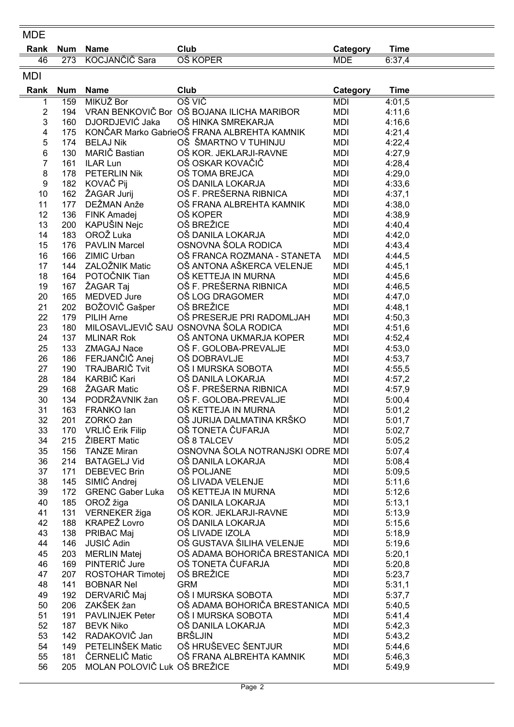## MDE

| Rank | Num | Name | Club | Category | Time |
|---|---|---|---|---|---|
| 46 | 273 | KOCJANČIČ Sara | OŠ KOPER | MDE | 6:37,4 |

## MDI

| Rank | Num | Name | Club | Category | Time |
|---|---|---|---|---|---|
| 1 | 159 | MIKUŽ Bor | OŠ VIČ | MDI | 4:01,5 |
| 2 | 194 | VRAN BENKOVIČ Bor | OŠ BOJANA ILICHA MARIBOR | MDI | 4:11,6 |
| 3 | 160 | DJORDJEVIĆ Jaka | OŠ HINKA SMREKARJA | MDI | 4:16,6 |
| 4 | 175 | KONČAR Marko Gabrie | OŠ FRANA ALBREHTA KAMNIK | MDI | 4:21,4 |
| 5 | 174 | BELAJ Nik | OŠ ŠMARTNO V TUHINJU | MDI | 4:22,4 |
| 6 | 130 | MARIČ Bastian | OŠ KOR. JEKLARJI-RAVNE | MDI | 4:27,9 |
| 7 | 161 | ILAR Lun | OŠ OSKAR KOVAČIČ | MDI | 4:28,4 |
| 8 | 178 | PETERLIN Nik | OŠ TOMA BREJCA | MDI | 4:29,0 |
| 9 | 182 | KOVAČ Pij | OŠ DANILA LOKARJA | MDI | 4:33,6 |
| 10 | 162 | ŽAGAR Jurij | OŠ F. PREŠERNA RIBNICA | MDI | 4:37,1 |
| 11 | 177 | DEŽMAN Anže | OŠ FRANA ALBREHTA KAMNIK | MDI | 4:38,0 |
| 12 | 136 | FINK Amadej | OŠ KOPER | MDI | 4:38,9 |
| 13 | 200 | KAPUŠIN Nejc | OŠ BREŽICE | MDI | 4:40,4 |
| 14 | 183 | OROŽ Luka | OŠ DANILA LOKARJA | MDI | 4:42,0 |
| 15 | 176 | PAVLIN Marcel | OSNOVNA ŠOLA RODICA | MDI | 4:43,4 |
| 16 | 166 | ZIMIC Urban | OŠ FRANCA ROZMANA - STANETA | MDI | 4:44,5 |
| 17 | 144 | ZALOŽNIK Matic | OŠ ANTONA AŠKERCA VELENJE | MDI | 4:45,1 |
| 18 | 164 | POTOČNIK Tian | OŠ KETTEJA IN MURNA | MDI | 4:45,6 |
| 19 | 167 | ŽAGAR Taj | OŠ F. PREŠERNA RIBNICA | MDI | 4:46,5 |
| 20 | 165 | MEDVED Jure | OŠ LOG DRAGOMER | MDI | 4:47,0 |
| 21 | 202 | BOŽOVIČ Gašper | OŠ BREŽICE | MDI | 4:48,1 |
| 22 | 179 | PILIH Arne | OŠ PRESERJE PRI RADOMLJAH | MDI | 4:50,3 |
| 23 | 180 | MILOSAVLJEVIČ SAU | OSNOVNA ŠOLA RODICA | MDI | 4:51,6 |
| 24 | 137 | MLINAR Rok | OŠ ANTONA UKMARJA KOPER | MDI | 4:52,4 |
| 25 | 133 | ZMAGAJ Nace | OŠ F. GOLOBA-PREVALJE | MDI | 4:53,0 |
| 26 | 186 | FERJANČIČ Anej | OŠ DOBRAVLJE | MDI | 4:53,7 |
| 27 | 190 | TRAJBARIČ Tvit | OŠ I MURSKA SOBOTA | MDI | 4:55,5 |
| 28 | 184 | KARBIČ Kari | OŠ DANILA LOKARJA | MDI | 4:57,2 |
| 29 | 168 | ŽAGAR Matic | OŠ F. PREŠERNA RIBNICA | MDI | 4:57,9 |
| 30 | 134 | PODRŽAVNIK žan | OŠ F. GOLOBA-PREVALJE | MDI | 5:00,4 |
| 31 | 163 | FRANKO Ian | OŠ KETTEJA IN MURNA | MDI | 5:01,2 |
| 32 | 201 | ZORKO žan | OŠ JURIJA DALMATINA KRŠKO | MDI | 5:01,7 |
| 33 | 170 | VRLIČ Erik Filip | OŠ TONETA ČUFARJA | MDI | 5:02,7 |
| 34 | 215 | ŽIBERT Matic | OŠ 8 TALCEV | MDI | 5:05,2 |
| 35 | 156 | TANZE Miran | OSNOVNA ŠOLA NOTRANJSKI ODRE | MDI | 5:07,4 |
| 36 | 214 | BATAGELJ Vid | OŠ DANILA LOKARJA | MDI | 5:08,4 |
| 37 | 171 | DEBEVEC Brin | OŠ POLJANE | MDI | 5:09,5 |
| 38 | 145 | SIMIĆ Andrej | OŠ LIVADA VELENJE | MDI | 5:11,6 |
| 39 | 172 | GRENC Gaber Luka | OŠ KETTEJA IN MURNA | MDI | 5:12,6 |
| 40 | 185 | OROŽ žiga | OŠ DANILA LOKARJA | MDI | 5:13,1 |
| 41 | 131 | VERNEKER žiga | OŠ KOR. JEKLARJI-RAVNE | MDI | 5:13,9 |
| 42 | 188 | KRAPEŽ Lovro | OŠ DANILA LOKARJA | MDI | 5:15,6 |
| 43 | 138 | PRIBAC Maj | OŠ LIVADE IZOLA | MDI | 5:18,9 |
| 44 | 146 | JUSIĆ Adin | OŠ GUSTAVA ŠILIHA VELENJE | MDI | 5:19,6 |
| 45 | 203 | MERLIN Matej | OŠ ADAMA BOHORIČA BRESTANICA | MDI | 5:20,1 |
| 46 | 169 | PINTERIČ Jure | OŠ TONETA ČUFARJA | MDI | 5:20,8 |
| 47 | 207 | ROSTOHAR Timotej | OŠ BREŽICE | MDI | 5:23,7 |
| 48 | 141 | BOBNAR Nel | GRM | MDI | 5:31,1 |
| 49 | 192 | DERVARIČ Maj | OŠ I MURSKA SOBOTA | MDI | 5:37,7 |
| 50 | 206 | ZAKŠEK žan | OŠ ADAMA BOHORIČA BRESTANICA | MDI | 5:40,5 |
| 51 | 191 | PAVLINJEK Peter | OŠ I MURSKA SOBOTA | MDI | 5:41,4 |
| 52 | 187 | BEVK Niko | OŠ DANILA LOKARJA | MDI | 5:42,3 |
| 53 | 142 | RADAKOVIČ Jan | BRŠLJIN | MDI | 5:43,2 |
| 54 | 149 | PETELINŠEK Matic | OŠ HRUŠEVEC ŠENTJUR | MDI | 5:44,6 |
| 55 | 181 | ČERNELIČ Matic | OŠ FRANA ALBREHTA KAMNIK | MDI | 5:46,3 |
| 56 | 205 | MOLAN POLOVIČ Luk | OŠ BREŽICE | MDI | 5:49,9 |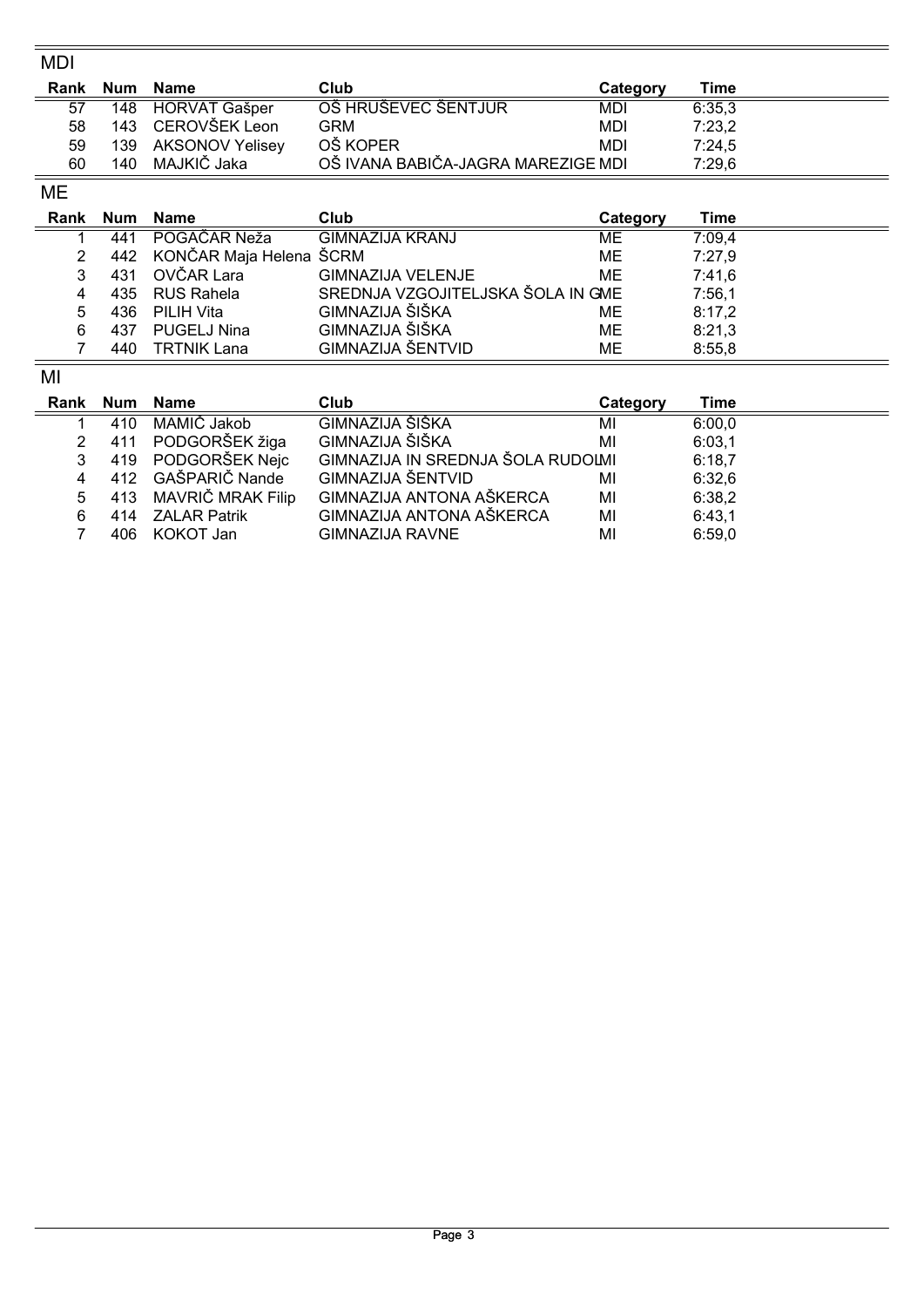## MDI

| Rank | Num | Name | Club | Category | Time |
|---|---|---|---|---|---|
| 57 | 148 | HORVAT Gašper | OŠ HRUŠEVEC ŠENTJUR | MDI | 6:35,3 |
| 58 | 143 | CEROVŠEK Leon | GRM | MDI | 7:23,2 |
| 59 | 139 | AKSONOV Yelisey | OŠ KOPER | MDI | 7:24,5 |
| 60 | 140 | MAJKIČ Jaka | OŠ IVANA BABIČA-JAGRA MAREZIGE | MDI | 7:29,6 |

## ME

| Rank | Num | Name | Club | Category | Time |
|---|---|---|---|---|---|
| 1 | 441 | POGAČAR Neža | GIMNAZIJA KRANJ | ME | 7:09,4 |
| 2 | 442 | KONČAR Maja Helena | ŠCRM | ME | 7:27,9 |
| 3 | 431 | OVČAR Lara | GIMNAZIJA VELENJE | ME | 7:41,6 |
| 4 | 435 | RUS Rahela | SREDNJA VZGOJITELJSKA ŠOLA IN G | ME | 7:56,1 |
| 5 | 436 | PILIH Vita | GIMNAZIJA ŠIŠKA | ME | 8:17,2 |
| 6 | 437 | PUGELJ Nina | GIMNAZIJA ŠIŠKA | ME | 8:21,3 |
| 7 | 440 | TRTNIK Lana | GIMNAZIJA ŠENTVID | ME | 8:55,8 |

## MI

| Rank | Num | Name | Club | Category | Time |
|---|---|---|---|---|---|
| 1 | 410 | MAMIČ Jakob | GIMNAZIJA ŠIŠKA | MI | 6:00,0 |
| 2 | 411 | PODGORŠEK žiga | GIMNAZIJA ŠIŠKA | MI | 6:03,1 |
| 3 | 419 | PODGORŠEK Nejc | GIMNAZIJA IN SREDNJA ŠOLA RUDOL | MI | 6:18,7 |
| 4 | 412 | GAŠPARIČ Nande | GIMNAZIJA ŠENTVID | MI | 6:32,6 |
| 5 | 413 | MAVRIČ MRAK Filip | GIMNAZIJA ANTONA AŠKERCA | MI | 6:38,2 |
| 6 | 414 | ZALAR Patrik | GIMNAZIJA ANTONA AŠKERCA | MI | 6:43,1 |
| 7 | 406 | KOKOT Jan | GIMNAZIJA RAVNE | MI | 6:59,0 |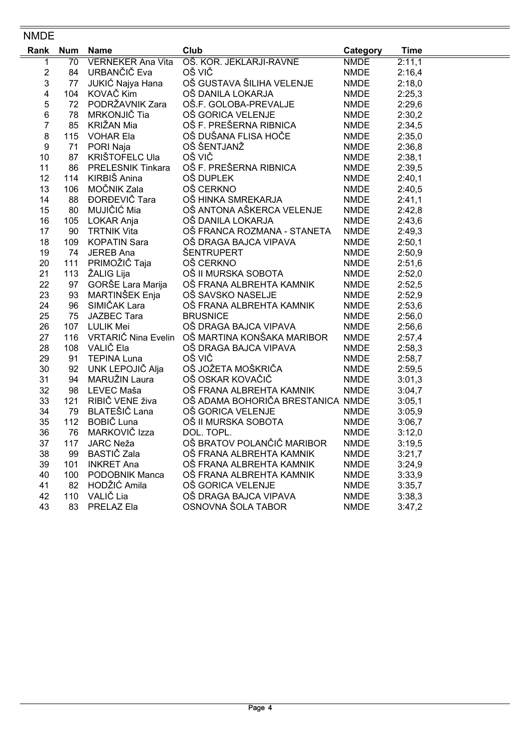## NMDE

| Rank | Num | Name | Club | Category | Time |
|---|---|---|---|---|---|
| 1 | 70 | VERNEKER Ana Vita | OŠ. KOR. JEKLARJI-RAVNE | NMDE | 2:11,1 |
| 2 | 84 | URBANČIČ Eva | OŠ VIČ | NMDE | 2:16,4 |
| 3 | 77 | JUKIĆ Najya Hana | OŠ GUSTAVA ŠILIHA VELENJE | NMDE | 2:18,0 |
| 4 | 104 | KOVAČ Kim | OŠ DANILA LOKARJA | NMDE | 2:25,3 |
| 5 | 72 | PODRŽAVNIK Zara | OŠ.F. GOLOBA-PREVALJE | NMDE | 2:29,6 |
| 6 | 78 | MRKONJIČ Tia | OŠ GORICA VELENJE | NMDE | 2:30,2 |
| 7 | 85 | KRIŽAN Mia | OŠ F. PREŠERNA RIBNICA | NMDE | 2:34,5 |
| 8 | 115 | VOHAR Ela | OŠ DUŠANA FLISA HOČE | NMDE | 2:35,0 |
| 9 | 71 | PORI Naja | OŠ ŠENTJANŽ | NMDE | 2:36,8 |
| 10 | 87 | KRIŠTOFELC Ula | OŠ VIČ | NMDE | 2:38,1 |
| 11 | 86 | PRELESNIK Tinkara | OŠ F. PREŠERNA RIBNICA | NMDE | 2:39,5 |
| 12 | 114 | KIRBIŠ Anina | OŠ DUPLEK | NMDE | 2:40,1 |
| 13 | 106 | MOČNIK Zala | OŠ CERKNO | NMDE | 2:40,5 |
| 14 | 88 | ĐORĐEVIČ Tara | OŠ HINKA SMREKARJA | NMDE | 2:41,1 |
| 15 | 80 | MUJIČIĆ Mia | OŠ ANTONA AŠKERCA VELENJE | NMDE | 2:42,8 |
| 16 | 105 | LOKAR Anja | OŠ DANILA LOKARJA | NMDE | 2:43,6 |
| 17 | 90 | TRTNIK Vita | OŠ FRANCA ROZMANA - STANETA | NMDE | 2:49,3 |
| 18 | 109 | KOPATIN Sara | OŠ DRAGA BAJCA VIPAVA | NMDE | 2:50,1 |
| 19 | 74 | JEREB Ana | ŠENTRUPERT | NMDE | 2:50,9 |
| 20 | 111 | PRIMOŽIČ Taja | OŠ CERKNO | NMDE | 2:51,6 |
| 21 | 113 | ŽALIG Lija | OŠ II MURSKA SOBOTA | NMDE | 2:52,0 |
| 22 | 97 | GORŠE Lara Marija | OŠ FRANA ALBREHTA KAMNIK | NMDE | 2:52,5 |
| 23 | 93 | MARTINŠEK Enja | OŠ SAVSKO NASELJE | NMDE | 2:52,9 |
| 24 | 96 | SIMIČAK Lara | OŠ FRANA ALBREHTA KAMNIK | NMDE | 2:53,6 |
| 25 | 75 | JAZBEC Tara | BRUSNICE | NMDE | 2:56,0 |
| 26 | 107 | LULIK Mei | OŠ DRAGA BAJCA VIPAVA | NMDE | 2:56,6 |
| 27 | 116 | VRTARIČ Nina Evelin | OŠ MARTINA KONŠAKA MARIBOR | NMDE | 2:57,4 |
| 28 | 108 | VALIČ Ela | OŠ DRAGA BAJCA VIPAVA | NMDE | 2:58,3 |
| 29 | 91 | TEPINA Luna | OŠ VIČ | NMDE | 2:58,7 |
| 30 | 92 | UNK LEPOJIČ Alja | OŠ JOŽETA MOŠKRIČA | NMDE | 2:59,5 |
| 31 | 94 | MARUŽIN Laura | OŠ OSKAR KOVAČIČ | NMDE | 3:01,3 |
| 32 | 98 | LEVEC Maša | OŠ FRANA ALBREHTA KAMNIK | NMDE | 3:04,7 |
| 33 | 121 | RIBIČ VENE živa | OŠ ADAMA BOHORIČA BRESTANICA | NMDE | 3:05,1 |
| 34 | 79 | BLATEŠIČ Lana | OŠ GORICA VELENJE | NMDE | 3:05,9 |
| 35 | 112 | BOBIČ Luna | OŠ II MURSKA SOBOTA | NMDE | 3:06,7 |
| 36 | 76 | MARKOVIČ Izza | DOL. TOPL. | NMDE | 3:12,0 |
| 37 | 117 | JARC Neža | OŠ BRATOV POLANČIČ MARIBOR | NMDE | 3:19,5 |
| 38 | 99 | BASTIČ Zala | OŠ FRANA ALBREHTA KAMNIK | NMDE | 3:21,7 |
| 39 | 101 | INKRET Ana | OŠ FRANA ALBREHTA KAMNIK | NMDE | 3:24,9 |
| 40 | 100 | PODOBNIK Manca | OŠ FRANA ALBREHTA KAMNIK | NMDE | 3:33,9 |
| 41 | 82 | HODŽIĆ Amila | OŠ GORICA VELENJE | NMDE | 3:35,7 |
| 42 | 110 | VALIČ Lia | OŠ DRAGA BAJCA VIPAVA | NMDE | 3:38,3 |
| 43 | 83 | PRELAZ Ela | OSNOVNA ŠOLA TABOR | NMDE | 3:47,2 |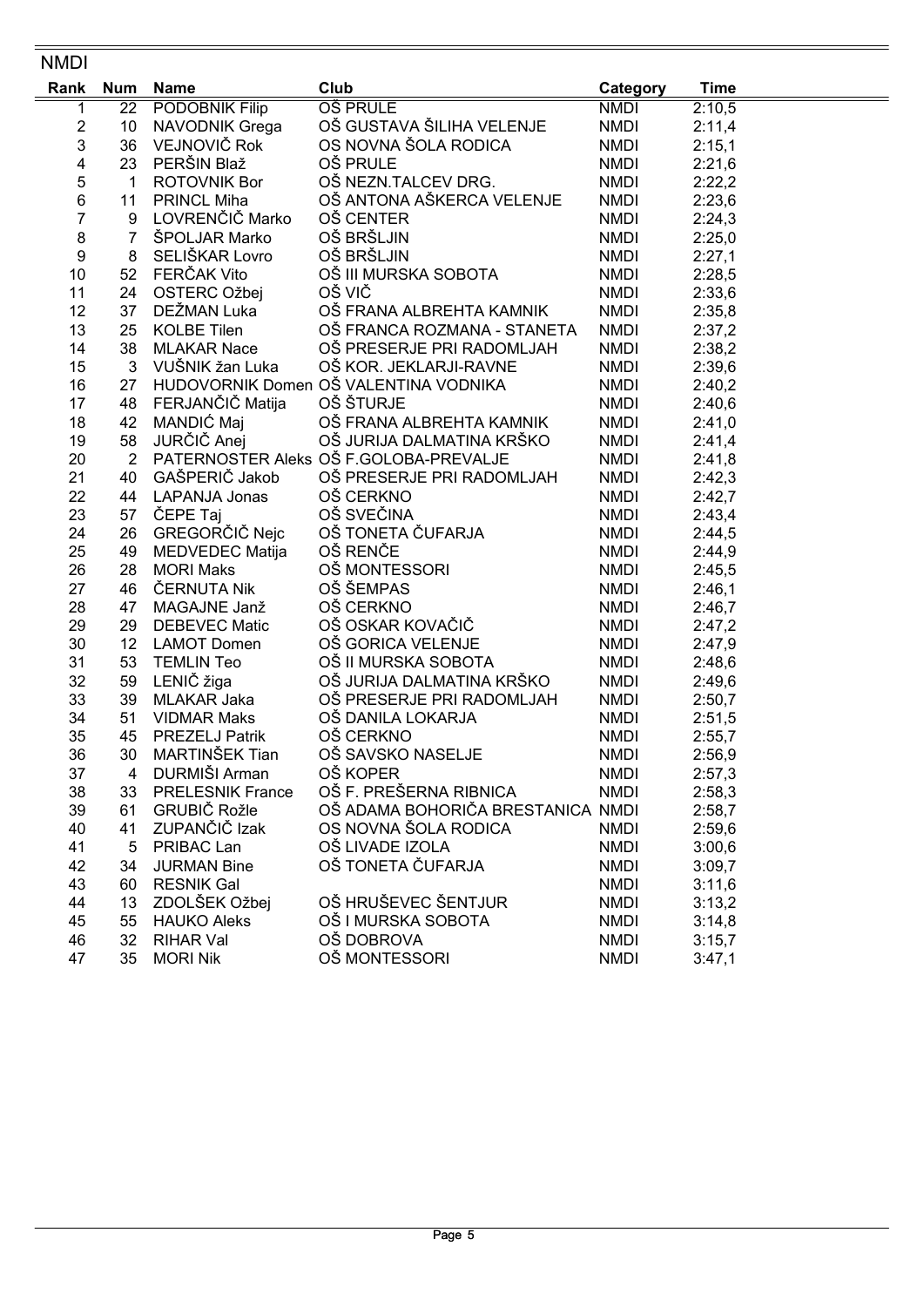## NMDI

| Rank | Num | Name | Club | Category | Time |
|---|---|---|---|---|---|
| 1 | 22 | PODOBNIK Filip | OŠ PRULE | NMDI | 2:10,5 |
| 2 | 10 | NAVODNIK Grega | OŠ GUSTAVA ŠILIHA VELENJE | NMDI | 2:11,4 |
| 3 | 36 | VEJNOVIČ Rok | OS NOVNA ŠOLA RODICA | NMDI | 2:15,1 |
| 4 | 23 | PERŠIN Blaž | OŠ PRULE | NMDI | 2:21,6 |
| 5 | 1 | ROTOVNIK Bor | OŠ NEZN.TALCEV DRG. | NMDI | 2:22,2 |
| 6 | 11 | PRINCL Miha | OŠ ANTONA AŠKERCA VELENJE | NMDI | 2:23,6 |
| 7 | 9 | LOVRENČIČ Marko | OŠ CENTER | NMDI | 2:24,3 |
| 8 | 7 | ŠPOLJAR Marko | OŠ BRŠLJIN | NMDI | 2:25,0 |
| 9 | 8 | SELIŠKAR Lovro | OŠ BRŠLJIN | NMDI | 2:27,1 |
| 10 | 52 | FERČAK Vito | OŠ III MURSKA SOBOTA | NMDI | 2:28,5 |
| 11 | 24 | OSTERC Ožbej | OŠ VIČ | NMDI | 2:33,6 |
| 12 | 37 | DEŽMAN Luka | OŠ FRANA ALBREHTA KAMNIK | NMDI | 2:35,8 |
| 13 | 25 | KOLBE Tilen | OŠ FRANCA ROZMANA - STANETA | NMDI | 2:37,2 |
| 14 | 38 | MLAKAR Nace | OŠ PRESERJE PRI RADOMLJAH | NMDI | 2:38,2 |
| 15 | 3 | VUŠNIK žan Luka | OŠ KOR. JEKLARJI-RAVNE | NMDI | 2:39,6 |
| 16 | 27 | HUDOVORNIK Domen | OŠ VALENTINA VODNIKA | NMDI | 2:40,2 |
| 17 | 48 | FERJANČIČ Matija | OŠ ŠTURJE | NMDI | 2:40,6 |
| 18 | 42 | MANDIĆ Maj | OŠ FRANA ALBREHTA KAMNIK | NMDI | 2:41,0 |
| 19 | 58 | JURČIČ Anej | OŠ JURIJA DALMATINA KRŠKO | NMDI | 2:41,4 |
| 20 | 2 | PATERNOSTER Aleks | OŠ F.GOLOBA-PREVALJE | NMDI | 2:41,8 |
| 21 | 40 | GAŠPERIČ Jakob | OŠ PRESERJE PRI RADOMLJAH | NMDI | 2:42,3 |
| 22 | 44 | LAPANJA Jonas | OŠ CERKNO | NMDI | 2:42,7 |
| 23 | 57 | ČEPE Taj | OŠ SVEČINA | NMDI | 2:43,4 |
| 24 | 26 | GREGORČIČ Nejc | OŠ TONETA ČUFARJA | NMDI | 2:44,5 |
| 25 | 49 | MEDVEDEC Matija | OŠ RENČE | NMDI | 2:44,9 |
| 26 | 28 | MORI Maks | OŠ MONTESSORI | NMDI | 2:45,5 |
| 27 | 46 | ČERNUTA Nik | OŠ ŠEMPAS | NMDI | 2:46,1 |
| 28 | 47 | MAGAJNE Janž | OŠ CERKNO | NMDI | 2:46,7 |
| 29 | 29 | DEBEVEC Matic | OŠ OSKAR KOVAČIČ | NMDI | 2:47,2 |
| 30 | 12 | LAMOT Domen | OŠ GORICA VELENJE | NMDI | 2:47,9 |
| 31 | 53 | TEMLIN Teo | OŠ II MURSKA SOBOTA | NMDI | 2:48,6 |
| 32 | 59 | LENIČ žiga | OŠ JURIJA DALMATINA KRŠKO | NMDI | 2:49,6 |
| 33 | 39 | MLAKAR Jaka | OŠ PRESERJE PRI RADOMLJAH | NMDI | 2:50,7 |
| 34 | 51 | VIDMAR Maks | OŠ DANILA LOKARJA | NMDI | 2:51,5 |
| 35 | 45 | PREZELJ Patrik | OŠ CERKNO | NMDI | 2:55,7 |
| 36 | 30 | MARTINŠEK Tian | OŠ SAVSKO NASELJE | NMDI | 2:56,9 |
| 37 | 4 | DURMIŠI Arman | OŠ KOPER | NMDI | 2:57,3 |
| 38 | 33 | PRELESNIK France | OŠ F. PREŠERNA RIBNICA | NMDI | 2:58,3 |
| 39 | 61 | GRUBIČ Rožle | OŠ ADAMA BOHORIČA BRESTANICA | NMDI | 2:58,7 |
| 40 | 41 | ZUPANČIČ Izak | OS NOVNA ŠOLA RODICA | NMDI | 2:59,6 |
| 41 | 5 | PRIBAC Lan | OŠ LIVADE IZOLA | NMDI | 3:00,6 |
| 42 | 34 | JURMAN Bine | OŠ TONETA ČUFARJA | NMDI | 3:09,7 |
| 43 | 60 | RESNIK Gal | | NMDI | 3:11,6 |
| 44 | 13 | ZDOLŠEK Ožbej | OŠ HRUŠEVEC ŠENTJUR | NMDI | 3:13,2 |
| 45 | 55 | HAUKO Aleks | OŠ I MURSKA SOBOTA | NMDI | 3:14,8 |
| 46 | 32 | RIHAR Val | OŠ DOBROVA | NMDI | 3:15,7 |
| 47 | 35 | MORI Nik | OŠ MONTESSORI | NMDI | 3:47,1 |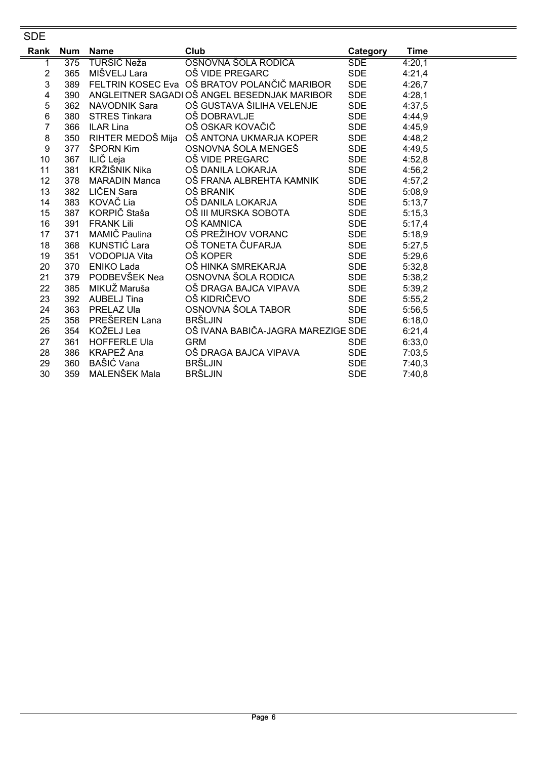## SDE

| Rank | Num | Name | Club | Category | Time |
|---|---|---|---|---|---|
| 1 | 375 | TURŠIČ Neža | OSNOVNA ŠOLA RODICA | SDE | 4:20,1 |
| 2 | 365 | MIŠVELJ Lara | OŠ VIDE PREGARC | SDE | 4:21,4 |
| 3 | 389 | FELTRIN KOSEC Eva | OŠ BRATOV POLANČIČ MARIBOR | SDE | 4:26,7 |
| 4 | 390 | ANGLEITNER SAGADI | OŠ ANGEL BESEDNJAK MARIBOR | SDE | 4:28,1 |
| 5 | 362 | NAVODNIK Sara | OŠ GUSTAVA ŠILIHA VELENJE | SDE | 4:37,5 |
| 6 | 380 | STRES Tinkara | OŠ DOBRAVLJE | SDE | 4:44,9 |
| 7 | 366 | ILAR Lina | OŠ OSKAR KOVAČIČ | SDE | 4:45,9 |
| 8 | 350 | RIHTER MEDOŠ Mija | OŠ ANTONA UKMARJA KOPER | SDE | 4:48,2 |
| 9 | 377 | ŠPORN Kim | OSNOVNA ŠOLA MENGEŠ | SDE | 4:49,5 |
| 10 | 367 | ILIČ Leja | OŠ VIDE PREGARC | SDE | 4:52,8 |
| 11 | 381 | KRŽIŠNIK Nika | OŠ DANILA LOKARJA | SDE | 4:56,2 |
| 12 | 378 | MARADIN Manca | OŠ FRANA ALBREHTA KAMNIK | SDE | 4:57,2 |
| 13 | 382 | LIČEN Sara | OŠ BRANIK | SDE | 5:08,9 |
| 14 | 383 | KOVAČ Lia | OŠ DANILA LOKARJA | SDE | 5:13,7 |
| 15 | 387 | KORPIČ Staša | OŠ III MURSKA SOBOTA | SDE | 5:15,3 |
| 16 | 391 | FRANK Lili | OŠ KAMNICA | SDE | 5:17,4 |
| 17 | 371 | MAMIČ Paulina | OŠ PREŽIHOV VORANC | SDE | 5:18,9 |
| 18 | 368 | KUNSTIĆ Lara | OŠ TONETA ČUFARJA | SDE | 5:27,5 |
| 19 | 351 | VODOPIJA Vita | OŠ KOPER | SDE | 5:29,6 |
| 20 | 370 | ENIKO Lada | OŠ HINKA SMREKARJA | SDE | 5:32,8 |
| 21 | 379 | PODBEVŠEK Nea | OSNOVNA ŠOLA RODICA | SDE | 5:38,2 |
| 22 | 385 | MIKUŽ Maruša | OŠ DRAGA BAJCA VIPAVA | SDE | 5:39,2 |
| 23 | 392 | AUBELJ Tina | OŠ KIDRIČEVO | SDE | 5:55,2 |
| 24 | 363 | PRELAZ Ula | OSNOVNA ŠOLA TABOR | SDE | 5:56,5 |
| 25 | 358 | PREŠEREN Lana | BRŠLJIN | SDE | 6:18,0 |
| 26 | 354 | KOŽELJ Lea | OŠ IVANA BABIČA-JAGRA MAREZIGE | SDE | 6:21,4 |
| 27 | 361 | HOFFERLE Ula | GRM | SDE | 6:33,0 |
| 28 | 386 | KRAPEŽ Ana | OŠ DRAGA BAJCA VIPAVA | SDE | 7:03,5 |
| 29 | 360 | BAŠIĆ Vana | BRŠLJIN | SDE | 7:40,3 |
| 30 | 359 | MALENŠEK Mala | BRŠLJIN | SDE | 7:40,8 |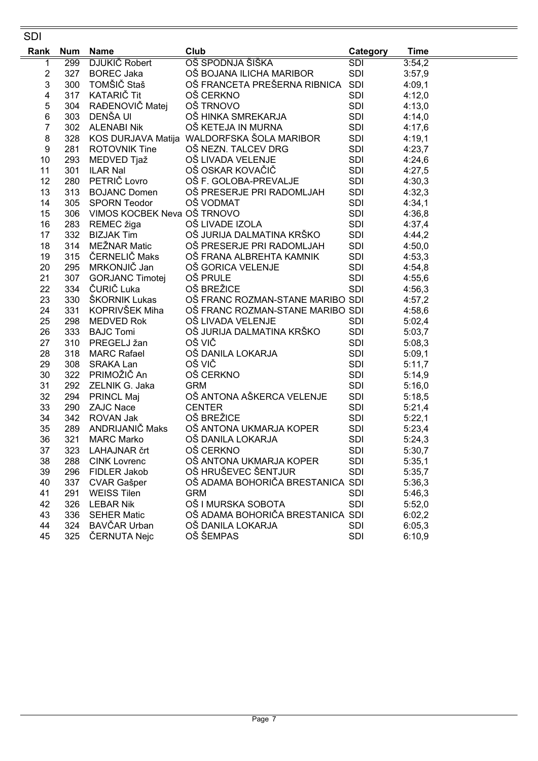## SDI

| Rank | Num | Name | Club | Category | Time |
| --- | --- | --- | --- | --- | --- |
| 1 | 299 | DJUKIĆ Robert | OŠ SPODNJA ŠIŠKA | SDI | 3:54,2 |
| 2 | 327 | BOREC Jaka | OŠ BOJANA ILICHA MARIBOR | SDI | 3:57,9 |
| 3 | 300 | TOMŠIČ Staš | OŠ FRANCETA PREŠERNA RIBNICA | SDI | 4:09,1 |
| 4 | 317 | KATARIČ Tit | OŠ CERKNO | SDI | 4:12,0 |
| 5 | 304 | RAĐENOVIČ Matej | OŠ TRNOVO | SDI | 4:13,0 |
| 6 | 303 | DENŠA Ul | OŠ HINKA SMREKARJA | SDI | 4:14,0 |
| 7 | 302 | ALENABI Nik | OŠ KETEJA IN MURNA | SDI | 4:17,6 |
| 8 | 328 | KOS DURJAVA Matija | WALDORFSKA ŠOLA MARIBOR | SDI | 4:19,1 |
| 9 | 281 | ROTOVNIK Tine | OŠ NEZN. TALCEV DRG | SDI | 4:23,7 |
| 10 | 293 | MEDVED Tjaž | OŠ LIVADA VELENJE | SDI | 4:24,6 |
| 11 | 301 | ILAR Nal | OŠ OSKAR KOVAČIČ | SDI | 4:27,5 |
| 12 | 280 | PETRIČ Lovro | OŠ F. GOLOBA-PREVALJE | SDI | 4:30,3 |
| 13 | 313 | BOJANC Domen | OŠ PRESERJE PRI RADOMLJAH | SDI | 4:32,3 |
| 14 | 305 | SPORN Teodor | OŠ VODMAT | SDI | 4:34,1 |
| 15 | 306 | VIMOS KOCBEK Neva | OŠ TRNOVO | SDI | 4:36,8 |
| 16 | 283 | REMEC žiga | OŠ LIVADE IZOLA | SDI | 4:37,4 |
| 17 | 332 | BIZJAK Tim | OŠ JURIJA DALMATINA KRŠKO | SDI | 4:44,2 |
| 18 | 314 | MEŽNAR Matic | OŠ PRESERJE PRI RADOMLJAH | SDI | 4:50,0 |
| 19 | 315 | ČERNELIČ Maks | OŠ FRANA ALBREHTA KAMNIK | SDI | 4:53,3 |
| 20 | 295 | MRKONJIČ Jan | OŠ GORICA VELENJE | SDI | 4:54,8 |
| 21 | 307 | GORJANC Timotej | OŠ PRULE | SDI | 4:55,6 |
| 22 | 334 | ČURIČ Luka | OŠ BREŽICE | SDI | 4:56,3 |
| 23 | 330 | ŠKORNIK Lukas | OŠ FRANC ROZMAN-STANE MARIBO | SDI | 4:57,2 |
| 24 | 331 | KOPRIVŠEK Miha | OŠ FRANC ROZMAN-STANE MARIBO | SDI | 4:58,6 |
| 25 | 298 | MEDVED Rok | OŠ LIVADA VELENJE | SDI | 5:02,4 |
| 26 | 333 | BAJC Tomi | OŠ JURIJA DALMATINA KRŠKO | SDI | 5:03,7 |
| 27 | 310 | PREGELJ žan | OŠ VIČ | SDI | 5:08,3 |
| 28 | 318 | MARC Rafael | OŠ DANILA LOKARJA | SDI | 5:09,1 |
| 29 | 308 | SRAKA Lan | OŠ VIČ | SDI | 5:11,7 |
| 30 | 322 | PRIMOŽIČ An | OŠ CERKNO | SDI | 5:14,9 |
| 31 | 292 | ZELNIK G. Jaka | GRM | SDI | 5:16,0 |
| 32 | 294 | PRINCL Maj | OŠ ANTONA AŠKERCA VELENJE | SDI | 5:18,5 |
| 33 | 290 | ZAJC Nace | CENTER | SDI | 5:21,4 |
| 34 | 342 | ROVAN Jak | OŠ BREŽICE | SDI | 5:22,1 |
| 35 | 289 | ANDRIJANIČ Maks | OŠ ANTONA UKMARJA KOPER | SDI | 5:23,4 |
| 36 | 321 | MARC Marko | OŠ DANILA LOKARJA | SDI | 5:24,3 |
| 37 | 323 | LAHAJNAR črt | OŠ CERKNO | SDI | 5:30,7 |
| 38 | 288 | CINK Lovrenc | OŠ ANTONA UKMARJA KOPER | SDI | 5:35,1 |
| 39 | 296 | FIDLER Jakob | OŠ HRUŠEVEC ŠENTJUR | SDI | 5:35,7 |
| 40 | 337 | CVAR Gašper | OŠ ADAMA BOHORIČA BRESTANICA | SDI | 5:36,3 |
| 41 | 291 | WEISS Tilen | GRM | SDI | 5:46,3 |
| 42 | 326 | LEBAR Nik | OŠ I MURSKA SOBOTA | SDI | 5:52,0 |
| 43 | 336 | SEHER Matic | OŠ ADAMA BOHORIČA BRESTANICA | SDI | 6:02,2 |
| 44 | 324 | BAVČAR Urban | OŠ DANILA LOKARJA | SDI | 6:05,3 |
| 45 | 325 | ČERNUTA Nejc | OŠ ŠEMPAS | SDI | 6:10,9 |